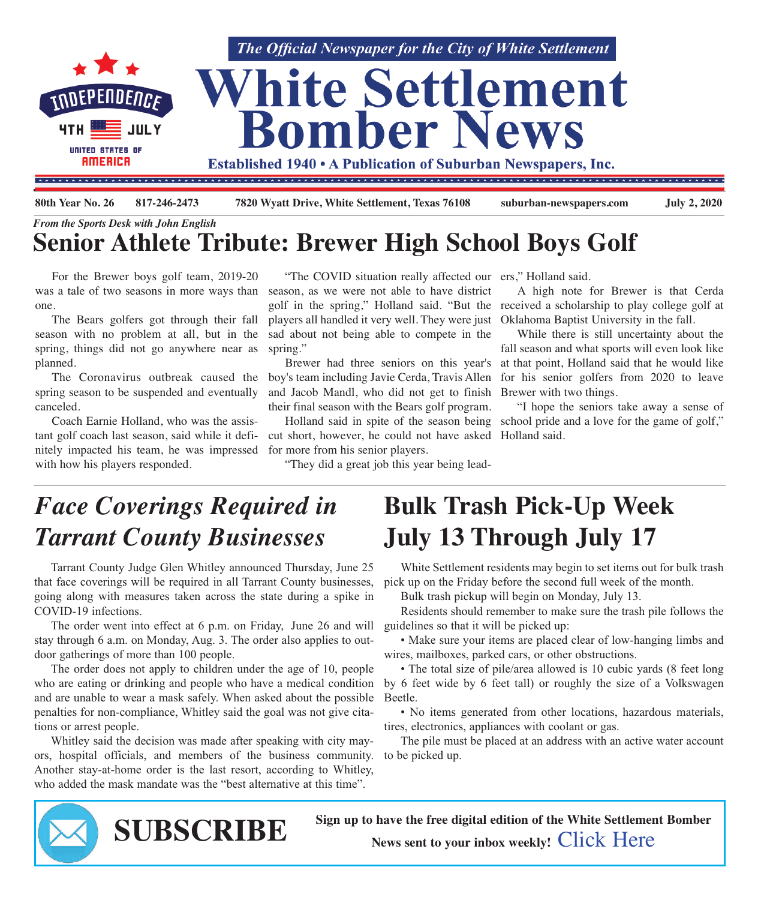*The Official Newspaper for the City of White Settlement*

# White Settlement Bomber News

**Established 1940 • A Publication of Suburban Newspapers, Inc.**

**80th Year No. 26** **817-246-2473** **7820 Wyatt Drive, White Settlement, Texas 76108** **suburban-newspapers.com** **July 2, 2020**

*From the Sports Desk with John English*

## Senior Athlete Tribute: Brewer High School Boys Golf

For the Brewer boys golf team, 2019-20 was a tale of two seasons in more ways than one.

The Bears golfers got through their fall season with no problem at all, but in the spring, things did not go anywhere near as planned.

The Coronavirus outbreak caused the spring season to be suspended and eventually canceled.

Coach Earnie Holland, who was the assistant golf coach last season, said while it definitely impacted his team, he was impressed with how his players responded.

"The COVID situation really affected our season, as we were not able to have district golf in the spring," Holland said. "But the players all handled it very well. They were just sad about not being able to compete in the spring."

Brewer had three seniors on this year's boy's team including Javie Cerda, Travis Allen and Jacob Mandl, who did not get to finish their final season with the Bears golf program.

Holland said in spite of the season being cut short, however, he could not have asked for more from his senior players.

"They did a great job this year being leaders," Holland said.

A high note for Brewer is that Cerda received a scholarship to play college golf at Oklahoma Baptist University in the fall.

While there is still uncertainty about the fall season and what sports will even look like at that point, Holland said that he would like for his senior golfers from 2020 to leave Brewer with two things.

"I hope the seniors take away a sense of school pride and a love for the game of golf," Holland said.

## *Face Coverings Required in Tarrant County Businesses*

Tarrant County Judge Glen Whitley announced Thursday, June 25 that face coverings will be required in all Tarrant County businesses, going along with measures taken across the state during a spike in COVID-19 infections.

The order went into effect at 6 p.m. on Friday, June 26 and will stay through 6 a.m. on Monday, Aug. 3. The order also applies to outdoor gatherings of more than 100 people.

The order does not apply to children under the age of 10, people who are eating or drinking and people who have a medical condition and are unable to wear a mask safely. When asked about the possible penalties for non-compliance, Whitley said the goal was not give citations or arrest people.

Whitley said the decision was made after speaking with city mayors, hospital officials, and members of the business community. Another stay-at-home order is the last resort, according to Whitley, who added the mask mandate was the "best alternative at this time".

## Bulk Trash Pick-Up Week July 13 Through July 17

White Settlement residents may begin to set items out for bulk trash pick up on the Friday before the second full week of the month.

Bulk trash pickup will begin on Monday, July 13.

Residents should remember to make sure the trash pile follows the guidelines so that it will be picked up:

• Make sure your items are placed clear of low-hanging limbs and wires, mailboxes, parked cars, or other obstructions.

• The total size of pile/area allowed is 10 cubic yards (8 feet long by 6 feet wide by 6 feet tall) or roughly the size of a Volkswagen Beetle.

• No items generated from other locations, hazardous materials, tires, electronics, appliances with coolant or gas.

The pile must be placed at an address with an active water account to be picked up.

**SUBSCRIBE**

**Sign up to have the free digital edition of the White Settlement Bomber News sent to your inbox weekly!** Click Here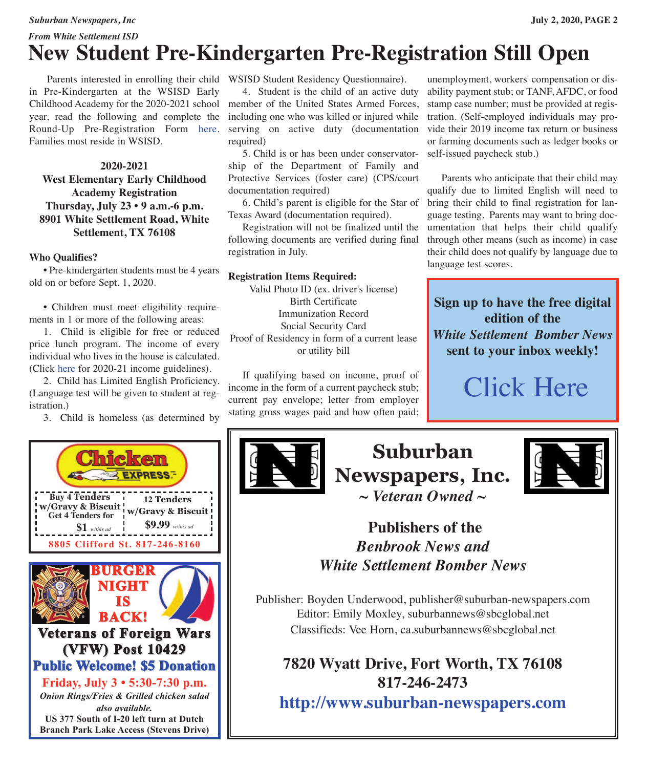*From White Settlement ISD*

# New Student Pre-Kindergarten Pre-Registration Still Open

Parents interested in enrolling their child in Pre-Kindergarten at the WSISD Early Childhood Academy for the 2020-2021 school year, read the following and complete the Round-Up Pre-Registration Form here. Families must reside in WSISD.

**2020-2021**
**West Elementary Early Childhood Academy Registration**
**Thursday, July 23 • 9 a.m.-6 p.m.**
**8901 White Settlement Road, White Settlement, TX 76108**

**Who Qualifies?**

• Pre-kindergarten students must be 4 years old on or before Sept. 1, 2020.

• Children must meet eligibility requirements in 1 or more of the following areas:

1. Child is eligible for free or reduced price lunch program. The income of every individual who lives in the house is calculated. (Click here for 2020-21 income guidelines).
2. Child has Limited English Proficiency. (Language test will be given to student at registration.)
3. Child is homeless (as determined by WSISD Student Residency Questionnaire).
4. Student is the child of an active duty member of the United States Armed Forces, including one who was killed or injured while serving on active duty (documentation required)
5. Child is or has been under conservatorship of the Department of Family and Protective Services (foster care) (CPS/court documentation required)
6. Child's parent is eligible for the Star of Texas Award (documentation required).

Registration will not be finalized until the following documents are verified during final registration in July.

**Registration Items Required:**

Valid Photo ID (ex. driver's license)
Birth Certificate
Immunization Record
Social Security Card
Proof of Residency in form of a current lease or utility bill

If qualifying based on income, proof of income in the form of a current paycheck stub; current pay envelope; letter from employer stating gross wages paid and how often paid; unemployment, workers' compensation or disability payment stub; or TANF, AFDC, or food stamp case number; must be provided at registration. (Self-employed individuals may provide their 2019 income tax return or business or farming documents such as ledger books or self-issued paycheck stub.)

Parents who anticipate that their child may qualify due to limited English will need to bring their child to final registration for language testing. Parents may want to bring documentation that helps their child qualify through other means (such as income) in case their child does not qualify by language due to language test scores.

**Sign up to have the free digital edition of the *White Settlement Bomber News* sent to your inbox weekly!**

Click Here

**Chicken Express**

| Buy 4 Tenders w/Gravy & Biscuit Get 4 Tenders for $1 *w/this ad* | 12 Tenders w/Gravy & Biscuit $9.99 *w/this ad* |
| --- | --- |

**8805 Clifford St. 817-246-8160**

**BURGER NIGHT IS BACK!**

**Veterans of Foreign Wars (VFW) Post 10429**

**Public Welcome! $5 Donation**

**Friday, July 3 • 5:30-7:30 p.m.**

***Onion Rings/Fries & Grilled chicken salad also available.***

**US 377 South of I-20 left turn at Dutch Branch Park Lake Access (Stevens Drive)**

## Suburban Newspapers, Inc.

***~ Veteran Owned ~***

**Publishers of the *Benbrook News and White Settlement Bomber News***

Publisher: Boyden Underwood, publisher@suburban-newspapers.com
Editor: Emily Moxley, suburbannews@sbcglobal.net
Classifieds: Vee Horn, ca.suburbannews@sbcglobal.net

**7820 Wyatt Drive, Fort Worth, TX 76108**
**817-246-2473**
**http://www.suburban-newspapers.com**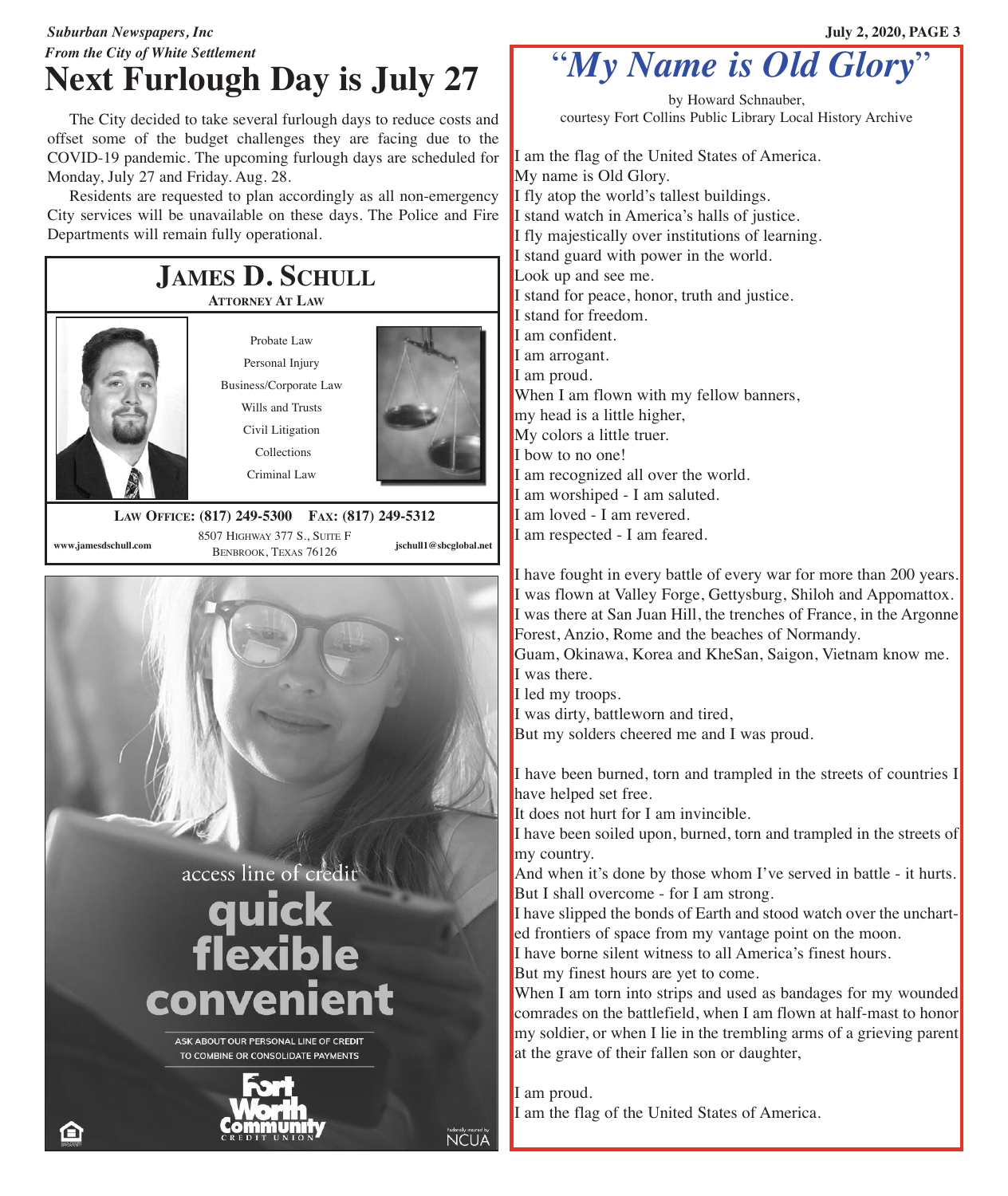*Suburban Newspapers, Inc*

*From the City of White Settlement*

# Next Furlough Day is July 27

The City decided to take several furlough days to reduce costs and offset some of the budget challenges they are facing due to the COVID-19 pandemic. The upcoming furlough days are scheduled for Monday, July 27 and Friday. Aug. 28.

Residents are requested to plan accordingly as all non-emergency City services will be unavailable on these days. The Police and Fire Departments will remain fully operational.

## JAMES D. SCHULL

**ATTORNEY AT LAW**

Probate Law
Personal Injury
Business/Corporate Law
Wills and Trusts
Civil Litigation
Collections
Criminal Law

**LAW OFFICE: (817) 249-5300  FAX: (817) 249-5312**

www.jamesdschull.com

8507 HIGHWAY 377 S., SUITE F
BENBROOK, TEXAS 76126

jschull1@sbcglobal.net

access line of credit

**quick**
**flexible**
**convenient**

ASK ABOUT OUR PERSONAL LINE OF CREDIT TO COMBINE OR CONSOLIDATE PAYMENTS

Fort Worth Community CREDIT UNION

Federally insured by NCUA

# *"My Name is Old Glory"*

by Howard Schnauber,
courtesy Fort Collins Public Library Local History Archive

I am the flag of the United States of America.
My name is Old Glory.
I fly atop the world's tallest buildings.
I stand watch in America's halls of justice.
I fly majestically over institutions of learning.
I stand guard with power in the world.
Look up and see me.
I stand for peace, honor, truth and justice.
I stand for freedom.
I am confident.
I am arrogant.
I am proud.
When I am flown with my fellow banners,
my head is a little higher,
My colors a little truer.
I bow to no one!
I am recognized all over the world.
I am worshiped - I am saluted.
I am loved - I am revered.
I am respected - I am feared.

I have fought in every battle of every war for more than 200 years.
I was flown at Valley Forge, Gettysburg, Shiloh and Appomattox.
I was there at San Juan Hill, the trenches of France, in the Argonne Forest, Anzio, Rome and the beaches of Normandy.
Guam, Okinawa, Korea and KheSan, Saigon, Vietnam know me.
I was there.
I led my troops.
I was dirty, battleworn and tired,
But my solders cheered me and I was proud.

I have been burned, torn and trampled in the streets of countries I have helped set free.
It does not hurt for I am invincible.
I have been soiled upon, burned, torn and trampled in the streets of my country.
And when it's done by those whom I've served in battle - it hurts.
But I shall overcome - for I am strong.
I have slipped the bonds of Earth and stood watch over the uncharted frontiers of space from my vantage point on the moon.
I have borne silent witness to all America's finest hours.
But my finest hours are yet to come.
When I am torn into strips and used as bandages for my wounded comrades on the battlefield, when I am flown at half-mast to honor my soldier, or when I lie in the trembling arms of a grieving parent at the grave of their fallen son or daughter,

I am proud.
I am the flag of the United States of America.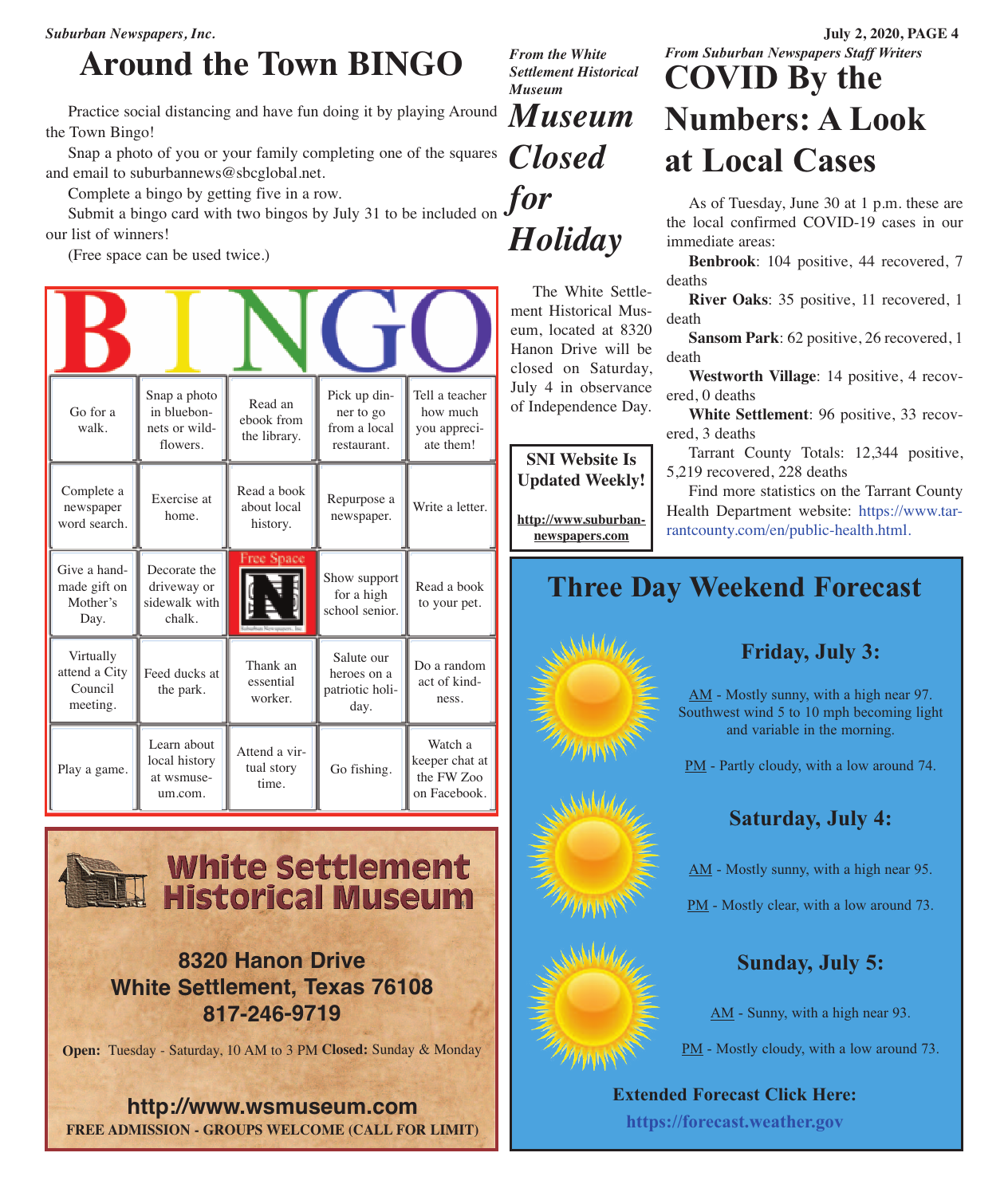# Around the Town BINGO

Practice social distancing and have fun doing it by playing Around the Town Bingo!

Snap a photo of you or your family completing one of the squares and email to suburbannews@sbcglobal.net.

Complete a bingo by getting five in a row.

Submit a bingo card with two bingos by July 31 to be included on our list of winners!

(Free space can be used twice.)

| B | I | N | G | O |
|---|---|---|---|---|
| Go for a walk. | Snap a photo in bluebonnets or wildflowers. | Read an ebook from the library. | Pick up dinner to go from a local restaurant. | Tell a teacher how much you appreciate them! |
| Complete a newspaper word search. | Exercise at home. | Read a book about local history. | Repurpose a newspaper. | Write a letter. |
| Give a handmade gift on Mother's Day. | Decorate the driveway or sidewalk with chalk. | Free Space | Show support for a high school senior. | Read a book to your pet. |
| Virtually attend a City Council meeting. | Feed ducks at the park. | Thank an essential worker. | Salute our heroes on a patriotic holiday. | Do a random act of kindness. |
| Play a game. | Learn about local history at wsmuseum.com. | Attend a virtual story time. | Go fishing. | Watch a keeper chat at the FW Zoo on Facebook. |

**White Settlement Historical Museum**

**8320 Hanon Drive**
**White Settlement, Texas 76108**
**817-246-9719**

**Open:** Tuesday - Saturday, 10 AM to 3 PM **Closed:** Sunday & Monday

**http://www.wsmuseum.com**
**FREE ADMISSION - GROUPS WELCOME (CALL FOR LIMIT)**

*From the White Settlement Historical Museum*

# *Museum Closed for Holiday*

The White Settlement Historical Museum, located at 8320 Hanon Drive will be closed on Saturday, July 4 in observance of Independence Day.

**SNI Website Is Updated Weekly!**

**http://www.suburbannewspapers.com**

*From Suburban Newspapers Staff Writers*

# COVID By the Numbers: A Look at Local Cases

As of Tuesday, June 30 at 1 p.m. these are the local confirmed COVID-19 cases in our immediate areas:

**Benbrook**: 104 positive, 44 recovered, 7 deaths

**River Oaks**: 35 positive, 11 recovered, 1 death

**Sansom Park**: 62 positive, 26 recovered, 1 death

**Westworth Village**: 14 positive, 4 recovered, 0 deaths

**White Settlement**: 96 positive, 33 recovered, 3 deaths

Tarrant County Totals: 12,344 positive, 5,219 recovered, 228 deaths

Find more statistics on the Tarrant County Health Department website: https://www.tarrantcounty.com/en/public-health.html.

## Three Day Weekend Forecast

### Friday, July 3:

AM - Mostly sunny, with a high near 97. Southwest wind 5 to 10 mph becoming light and variable in the morning.

PM - Partly cloudy, with a low around 74.

### Saturday, July 4:

AM - Mostly sunny, with a high near 95.

PM - Mostly clear, with a low around 73.

### Sunday, July 5:

AM - Sunny, with a high near 93.

PM - Mostly cloudy, with a low around 73.

**Extended Forecast Click Here:**
**https://forecast.weather.gov**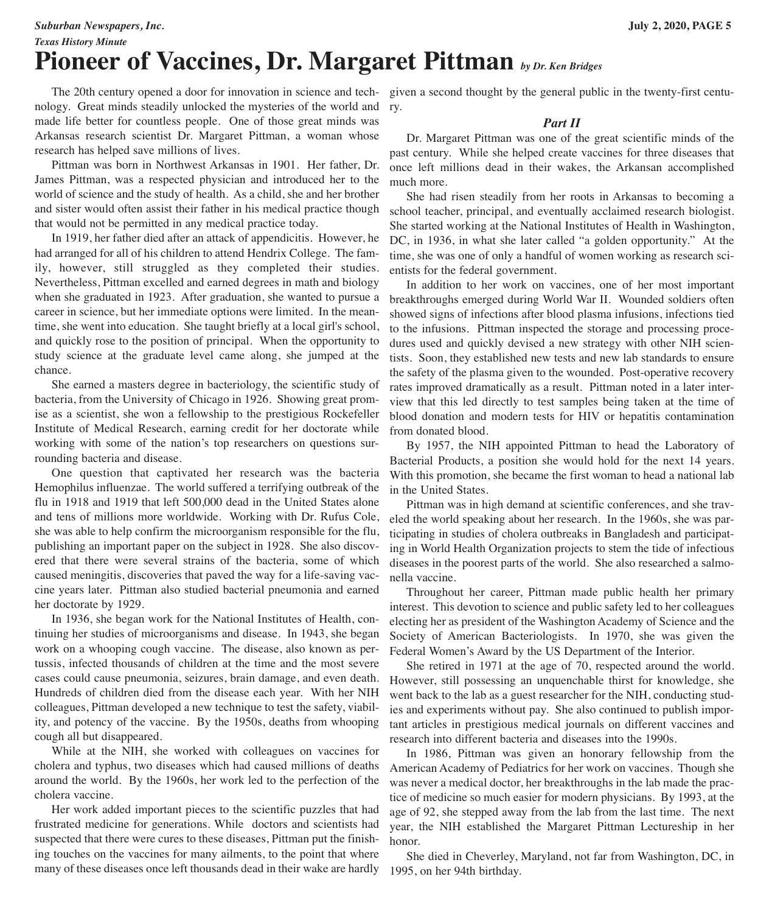*Texas History Minute*

# Pioneer of Vaccines, Dr. Margaret Pittman *by Dr. Ken Bridges*

The 20th century opened a door for innovation in science and technology. Great minds steadily unlocked the mysteries of the world and made life better for countless people. One of those great minds was Arkansas research scientist Dr. Margaret Pittman, a woman whose research has helped save millions of lives.

Pittman was born in Northwest Arkansas in 1901. Her father, Dr. James Pittman, was a respected physician and introduced her to the world of science and the study of health. As a child, she and her brother and sister would often assist their father in his medical practice though that would not be permitted in any medical practice today.

In 1919, her father died after an attack of appendicitis. However, he had arranged for all of his children to attend Hendrix College. The family, however, still struggled as they completed their studies. Nevertheless, Pittman excelled and earned degrees in math and biology when she graduated in 1923. After graduation, she wanted to pursue a career in science, but her immediate options were limited. In the meantime, she went into education. She taught briefly at a local girl's school, and quickly rose to the position of principal. When the opportunity to study science at the graduate level came along, she jumped at the chance.

She earned a masters degree in bacteriology, the scientific study of bacteria, from the University of Chicago in 1926. Showing great promise as a scientist, she won a fellowship to the prestigious Rockefeller Institute of Medical Research, earning credit for her doctorate while working with some of the nation's top researchers on questions surrounding bacteria and disease.

One question that captivated her research was the bacteria Hemophilus influenzae. The world suffered a terrifying outbreak of the flu in 1918 and 1919 that left 500,000 dead in the United States alone and tens of millions more worldwide. Working with Dr. Rufus Cole, she was able to help confirm the microorganism responsible for the flu, publishing an important paper on the subject in 1928. She also discovered that there were several strains of the bacteria, some of which caused meningitis, discoveries that paved the way for a life-saving vaccine years later. Pittman also studied bacterial pneumonia and earned her doctorate by 1929.

In 1936, she began work for the National Institutes of Health, continuing her studies of microorganisms and disease. In 1943, she began work on a whooping cough vaccine. The disease, also known as pertussis, infected thousands of children at the time and the most severe cases could cause pneumonia, seizures, brain damage, and even death. Hundreds of children died from the disease each year. With her NIH colleagues, Pittman developed a new technique to test the safety, viability, and potency of the vaccine. By the 1950s, deaths from whooping cough all but disappeared.

While at the NIH, she worked with colleagues on vaccines for cholera and typhus, two diseases which had caused millions of deaths around the world. By the 1960s, her work led to the perfection of the cholera vaccine.

Her work added important pieces to the scientific puzzles that had frustrated medicine for generations. While doctors and scientists had suspected that there were cures to these diseases, Pittman put the finishing touches on the vaccines for many ailments, to the point that where many of these diseases once left thousands dead in their wake are hardly given a second thought by the general public in the twenty-first century.

### *Part II*

Dr. Margaret Pittman was one of the great scientific minds of the past century. While she helped create vaccines for three diseases that once left millions dead in their wakes, the Arkansan accomplished much more.

She had risen steadily from her roots in Arkansas to becoming a school teacher, principal, and eventually acclaimed research biologist. She started working at the National Institutes of Health in Washington, DC, in 1936, in what she later called "a golden opportunity." At the time, she was one of only a handful of women working as research scientists for the federal government.

In addition to her work on vaccines, one of her most important breakthroughs emerged during World War II. Wounded soldiers often showed signs of infections after blood plasma infusions, infections tied to the infusions. Pittman inspected the storage and processing procedures used and quickly devised a new strategy with other NIH scientists. Soon, they established new tests and new lab standards to ensure the safety of the plasma given to the wounded. Post-operative recovery rates improved dramatically as a result. Pittman noted in a later interview that this led directly to test samples being taken at the time of blood donation and modern tests for HIV or hepatitis contamination from donated blood.

By 1957, the NIH appointed Pittman to head the Laboratory of Bacterial Products, a position she would hold for the next 14 years. With this promotion, she became the first woman to head a national lab in the United States.

Pittman was in high demand at scientific conferences, and she traveled the world speaking about her research. In the 1960s, she was participating in studies of cholera outbreaks in Bangladesh and participating in World Health Organization projects to stem the tide of infectious diseases in the poorest parts of the world. She also researched a salmonella vaccine.

Throughout her career, Pittman made public health her primary interest. This devotion to science and public safety led to her colleagues electing her as president of the Washington Academy of Science and the Society of American Bacteriologists. In 1970, she was given the Federal Women's Award by the US Department of the Interior.

She retired in 1971 at the age of 70, respected around the world. However, still possessing an unquenchable thirst for knowledge, she went back to the lab as a guest researcher for the NIH, conducting studies and experiments without pay. She also continued to publish important articles in prestigious medical journals on different vaccines and research into different bacteria and diseases into the 1990s.

In 1986, Pittman was given an honorary fellowship from the American Academy of Pediatrics for her work on vaccines. Though she was never a medical doctor, her breakthroughs in the lab made the practice of medicine so much easier for modern physicians. By 1993, at the age of 92, she stepped away from the lab from the last time. The next year, the NIH established the Margaret Pittman Lectureship in her honor.

She died in Cheverley, Maryland, not far from Washington, DC, in 1995, on her 94th birthday.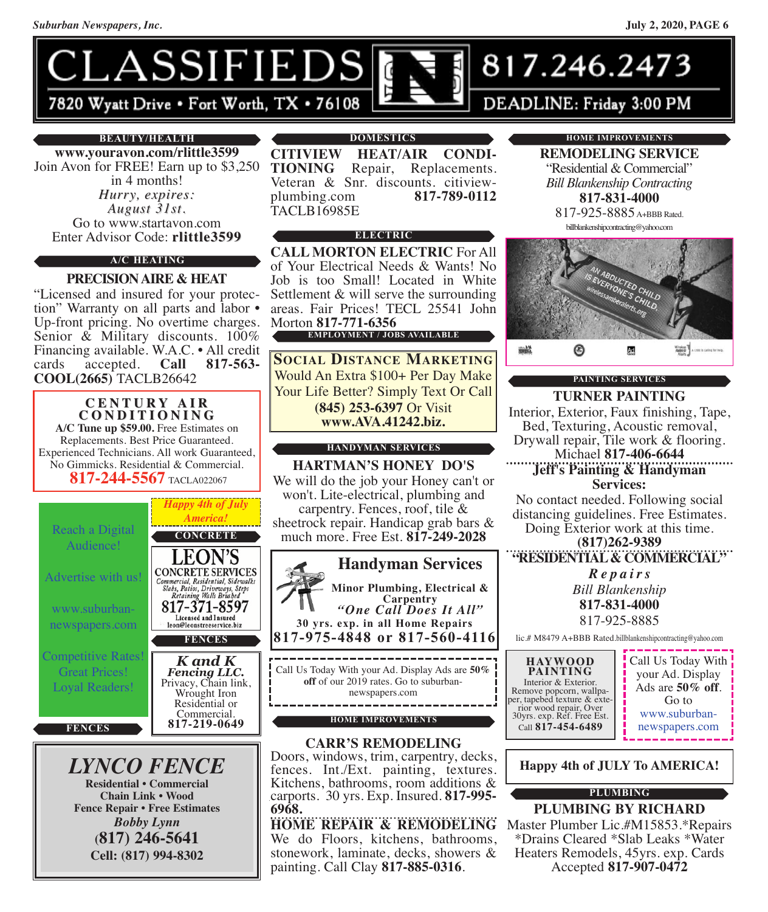# CLASSIFIEDS

817.246.2473

7820 Wyatt Drive • Fort Worth, TX • 76108

DEADLINE: Friday 3:00 PM

## BEAUTY/HEALTH

**www.youravon.com/rlittle3599**

Join Avon for FREE! Earn up to $3,250 in 4 months!

*Hurry, expires: August 31st.*

Go to www.startavon.com

Enter Advisor Code: **rlittle3599**

## A/C HEATING

**PRECISION AIRE & HEAT**

"Licensed and insured for your protection" Warranty on all parts and labor • Up-front pricing. No overtime charges. Senior & Military discounts. 100% Financing available. W.A.C. • All credit cards accepted. **Call 817-563-COOL(2665)** TACLB26642

**CENTURY AIR CONDITIONING**

**A/C Tune up $59.00.** Free Estimates on Replacements. Best Price Guaranteed. Experienced Technicians. All work Guaranteed, No Gimmicks. Residential & Commercial.

**817-244-5567** TACLA022067

Reach a Digital Audience!

Advertise with us!

www.suburban-newspapers.com

Competitive Rates! Great Prices! Loyal Readers!

*Happy 4th of July America!*

## CONCRETE

**LEON'S CONCRETE SERVICES**

*Commercial, Residential, Sidewalks Slabs, Patios, Driveways, Steps Retaining Walls Brushed*

**817-371-8597**

Licensed and Insured

leon@leonstreeservice.biz

## FENCES

***K and K Fencing LLC.***

Privacy, Chain link, Wrought Iron Residential or Commercial.

**817-219-0649**

## FENCES

***LYNCO FENCE***

**Residential • Commercial**

**Chain Link • Wood**

**Fence Repair • Free Estimates**

***Bobby Lynn***

**(817) 246-5641**

**Cell: (817) 994-8302**

## DOMESTICS

**CITIVIEW HEAT/AIR CONDITIONING** Repair, Replacements. Veteran & Snr. discounts. citiview-plumbing.com **817-789-0112** TACLB16985E

## ELECTRIC

**CALL MORTON ELECTRIC** For All of Your Electrical Needs & Wants! No Job is too Small! Located in White Settlement & will serve the surrounding areas. Fair Prices! TECL 25541 John Morton **817-771-6356**

## EMPLOYMENT / JOBS AVAILABLE

**SOCIAL DISTANCE MARKETING**

Would An Extra $100+ Per Day Make Your Life Better? Simply Text Or Call **(845) 253-6397** Or Visit **www.AVA.41242.biz.**

## HANDYMAN SERVICES

**HARTMAN'S HONEY DO'S**

We will do the job your Honey can't or won't. Lite-electrical, plumbing and carpentry. Fences, roof, tile & sheetrock repair. Handicap grab bars & much more. Free Est. **817-249-2028**

**Handyman Services**

**Minor Plumbing, Electrical & Carpentry**

***"One Call Does It All"***

**30 yrs. exp. in all Home Repairs**

**817-975-4848 or 817-560-4116**

Call Us Today With your Ad. Display Ads are **50% off** of our 2019 rates. Go to suburban-newspapers.com

## HOME IMPROVEMENTS

**CARR'S REMODELING**

Doors, windows, trim, carpentry, decks, fences. Int./Ext. painting, textures. Kitchens, bathrooms, room additions & carports. 30 yrs. Exp. Insured. **817-995-6968.**

**HOME REPAIR & REMODELING**

We do Floors, kitchens, bathrooms, stonework, laminate, decks, showers & painting. Call Clay **817-885-0316**.

## HOME IMPROVEMENTS

**REMODELING SERVICE**

"Residential & Commercial"

*Bill Blankenship Contracting*

**817-831-4000**

817-925-8885 A+BBB Rated.

billblankenshipcontracting@yahoo.com

AN ABDUCTED CHILD IS EVERYONE'S CHILD. wirelessamberalerts.org

## PAINTING SERVICES

**TURNER PAINTING**

Interior, Exterior, Faux finishing, Tape, Bed, Texturing, Acoustic removal, Drywall repair, Tile work & flooring. Michael **817-406-6644**

**Jeff's Painting & Handyman Services:**

No contact needed. Following social distancing guidelines. Free Estimates. Doing Exterior work at this time.

**(817)262-9389**

**"RESIDENTIAL & COMMERCIAL"**

***Repairs***

*Bill Blankenship*

**817-831-4000**

817-925-8885

lic.# M8479 A+BBB Rated.billblankenshipcontracting@yahoo.com

**HAYWOOD PAINTING**

Interior & Exterior. Remove popcorn, wallpaper, tapebed texture & exterior wood repair, Over 30yrs. exp. Ref. Free Est. Call **817-454-6489**

Call Us Today With your Ad. Display Ads are **50% off**. Go to www.suburban-newspapers.com

**Happy 4th of JULY To AMERICA!**

## PLUMBING

**PLUMBING BY RICHARD**

Master Plumber Lic.#M15853.*Repairs *Drains Cleared *Slab Leaks *Water Heaters Remodels, 45yrs. exp. Cards Accepted **817-907-0472**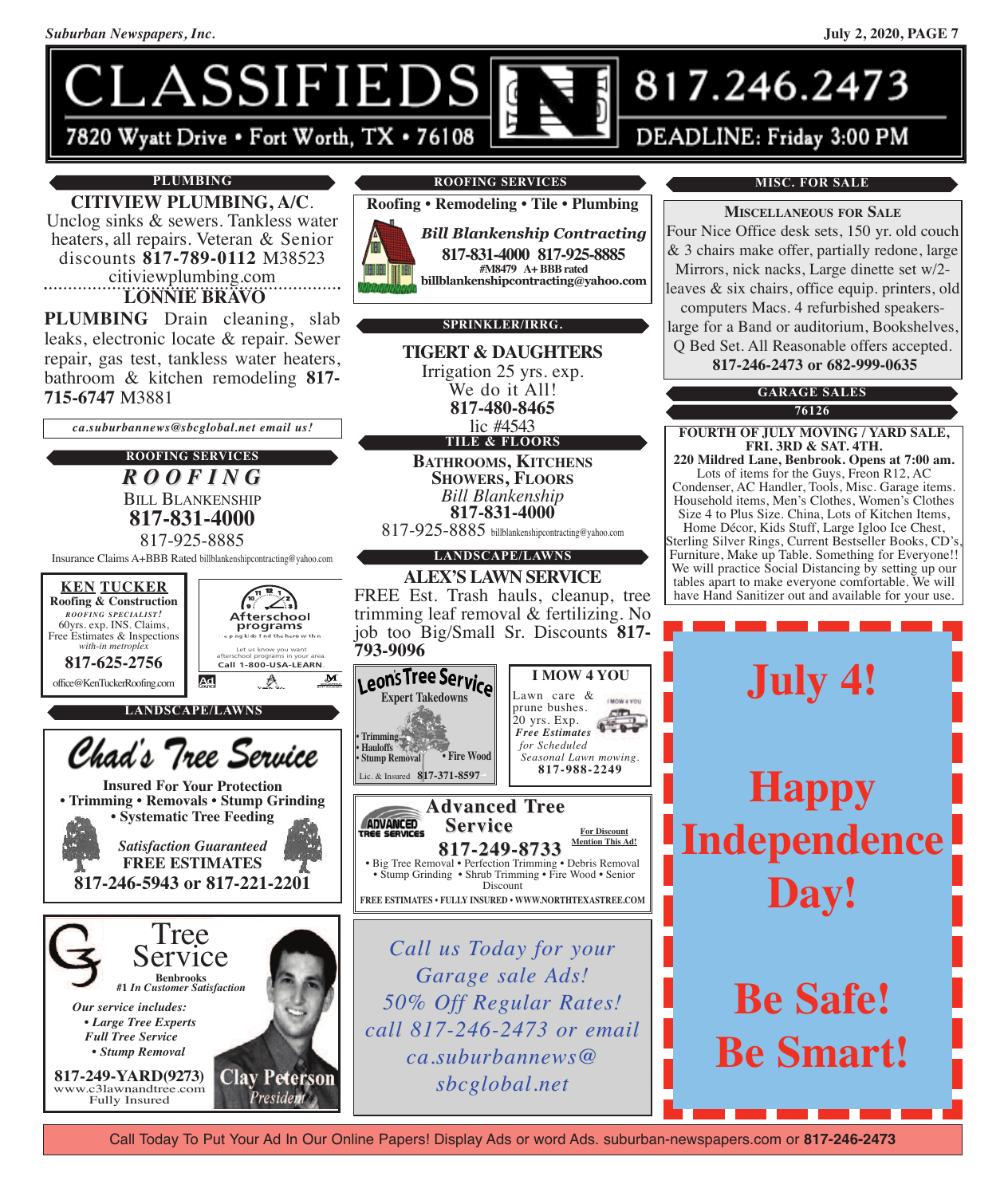# CLASSIFIEDS

817.246.2473

7820 Wyatt Drive • Fort Worth, TX • 76108

DEADLINE: Friday 3:00 PM

## PLUMBING

**CITIVIEW PLUMBING, A/C**. Unclog sinks & sewers. Tankless water heaters, all repairs. Veteran & Senior discounts **817-789-0112** M38523 citiviewplumbing.com

**LONNIE BRAVO**

**PLUMBING** Drain cleaning, slab leaks, electronic locate & repair. Sewer repair, gas test, tankless water heaters, bathroom & kitchen remodeling **817-715-6747** M3881

*ca.suburbannews@sbcglobal.net email us!*

## ROOFING SERVICES

***ROOFING***

Bill Blankenship

**817-831-4000**

817-925-8885

Insurance Claims A+BBB Rated billblankenshipcontracting@yahoo.com

**KEN TUCKER**
**Roofing & Construction**
*ROOFING SPECIALIST!*
60yrs. exp. INS. Claims, Free Estimates & Inspections
*with-in metroplex*
**817-625-2756**
office@KenTuckerRoofing.com

Afterschool programs
Let us know you want afterschool programs in your area.
Call 1-800-USA-LEARN.

## LANDSCAPE/LAWNS

**Chad's Tree Service**

**Insured For Your Protection**
**• Trimming • Removals • Stump Grinding**
**• Systematic Tree Feeding**
***Satisfaction Guaranteed***
**FREE ESTIMATES**
**817-246-5943 or 817-221-2201**

**C3 Tree Service**
**Benbrooks**
***#1 In Customer Satisfaction***
***Our service includes:***
***• Large Tree Experts***
***Full Tree Service***
***• Stump Removal***
**817-249-YARD(9273)**
www.c3lawnandtree.com
Fully Insured
**Clay Peterson** *President*

## ROOFING SERVICES

**Roofing • Remodeling • Tile • Plumbing**

***Bill Blankenship Contracting***
**817-831-4000 817-925-8885**
**#M8479 A+ BBB rated**
**billblankenshipcontracting@yahoo.com**

## SPRINKLER/IRRG.

**TIGERT & DAUGHTERS**
Irrigation 25 yrs. exp.
We do it All!
**817-480-8465**
lic #4543

## TILE & FLOORS

**Bathrooms, Kitchens**
**Showers, Floors**
*Bill Blankenship*
**817-831-4000**
817-925-8885 billblankenshipcontracting@yahoo.com

## LANDSCAPE/LAWNS

**ALEX'S LAWN SERVICE**

FREE Est. Trash hauls, cleanup, tree trimming leaf removal & fertilizing. No job too Big/Small Sr. Discounts **817-793-9096**

**Leon's Tree Service**
**Expert Takedowns**
• Trimming
• Hauloffs
• Stump Removal
• Fire Wood
Lic. & Insured **817-371-8597**

**I MOW 4 YOU**
Lawn care & prune bushes.
20 yrs. Exp.
***Free Estimates***
*for Scheduled Seasonal Lawn mowing.*
**817-988-2249**

**Advanced Tree Service**
**817-249-8733**
**For Discount Mention This Ad!**
• Big Tree Removal • Perfection Trimming • Debris Removal • Stump Grinding • Shrub Trimming • Fire Wood • Senior Discount
**FREE ESTIMATES • FULLY INSURED • WWW.NORTHTEXASTREE.COM**

*Call us Today for your Garage sale Ads! 50% Off Regular Rates! call 817-246-2473 or email ca.suburbannews@sbcglobal.net*

## MISC. FOR SALE

**Miscellaneous For Sale**

Four Nice Office desk sets, 150 yr. old couch & 3 chairs make offer, partially redone, large Mirrors, nick nacks, Large dinette set w/2-leaves & six chairs, office equip. printers, old computers Macs. 4 refurbished speakers-large for a Band or auditorium, Bookshelves, Q Bed Set. All Reasonable offers accepted.
**817-246-2473 or 682-999-0635**

## GARAGE SALES

### 76126

**FOURTH OF JULY MOVING / YARD SALE, FRI. 3RD & SAT. 4TH.**
**220 Mildred Lane, Benbrook. Opens at 7:00 am.**
Lots of items for the Guys, Freon R12, AC Condenser, AC Handler, Tools, Misc. Garage items. Household items, Men's Clothes, Women's Clothes Size 4 to Plus Size. China, Lots of Kitchen Items, Home Décor, Kids Stuff, Large Igloo Ice Chest, Sterling Silver Rings, Current Bestseller Books, CD's, Furniture, Make up Table. Something for Everyone!! We will practice Social Distancing by setting up our tables apart to make everyone comfortable. We will have Hand Sanitizer out and available for your use.

**July 4!**

**Happy Independence Day!**

**Be Safe! Be Smart!**

Call Today To Put Your Ad In Our Online Papers! Display Ads or word Ads. suburban-newspapers.com or **817-246-2473**